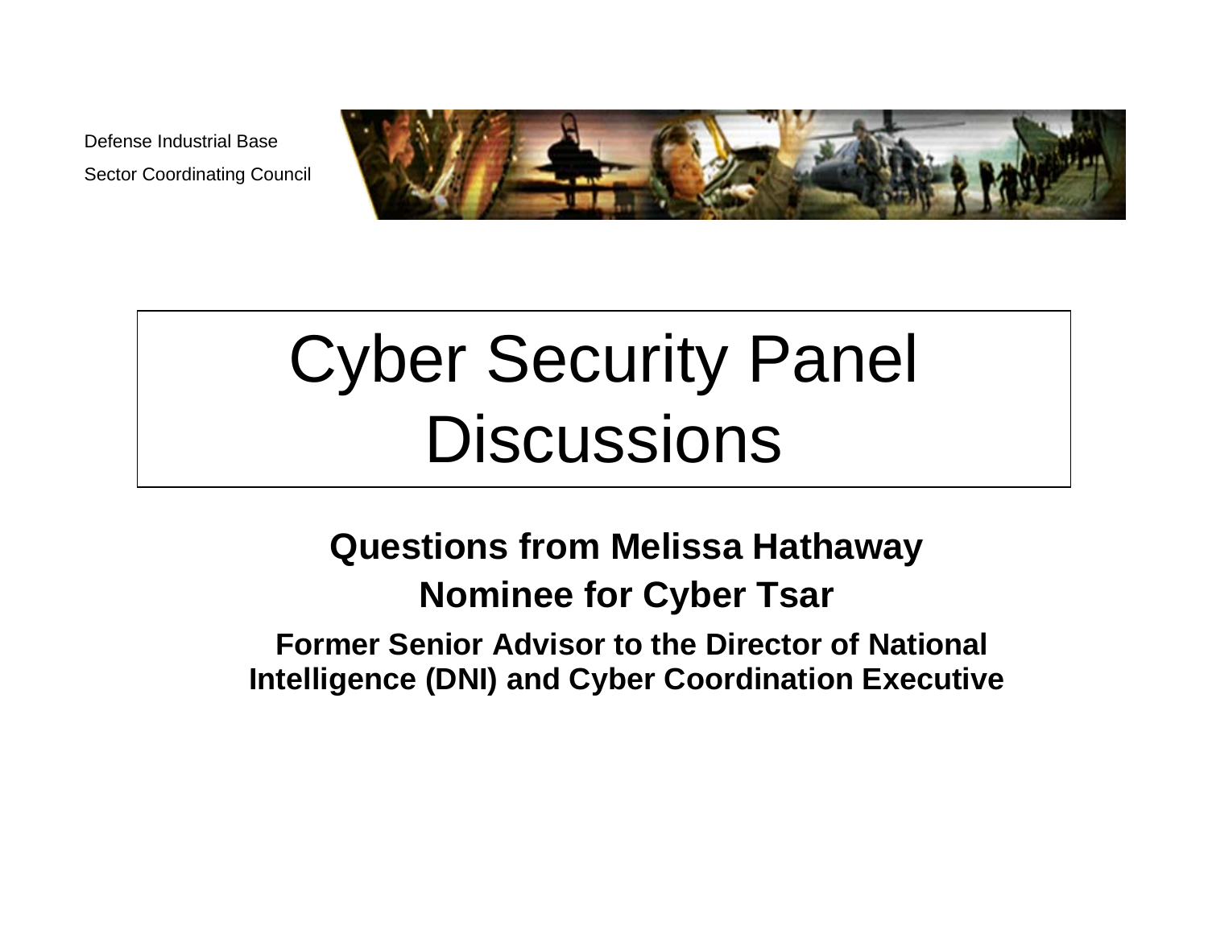Defense Industrial Base

Sector Coordinating Council

# Cyber Security Panel Discussions

**Questions from Melissa Hathaway**

**Nominee for Cyber Tsar**

**Former Senior Advisor to the Director of National Intelligence (DNI) and Cyber Coordination Executive**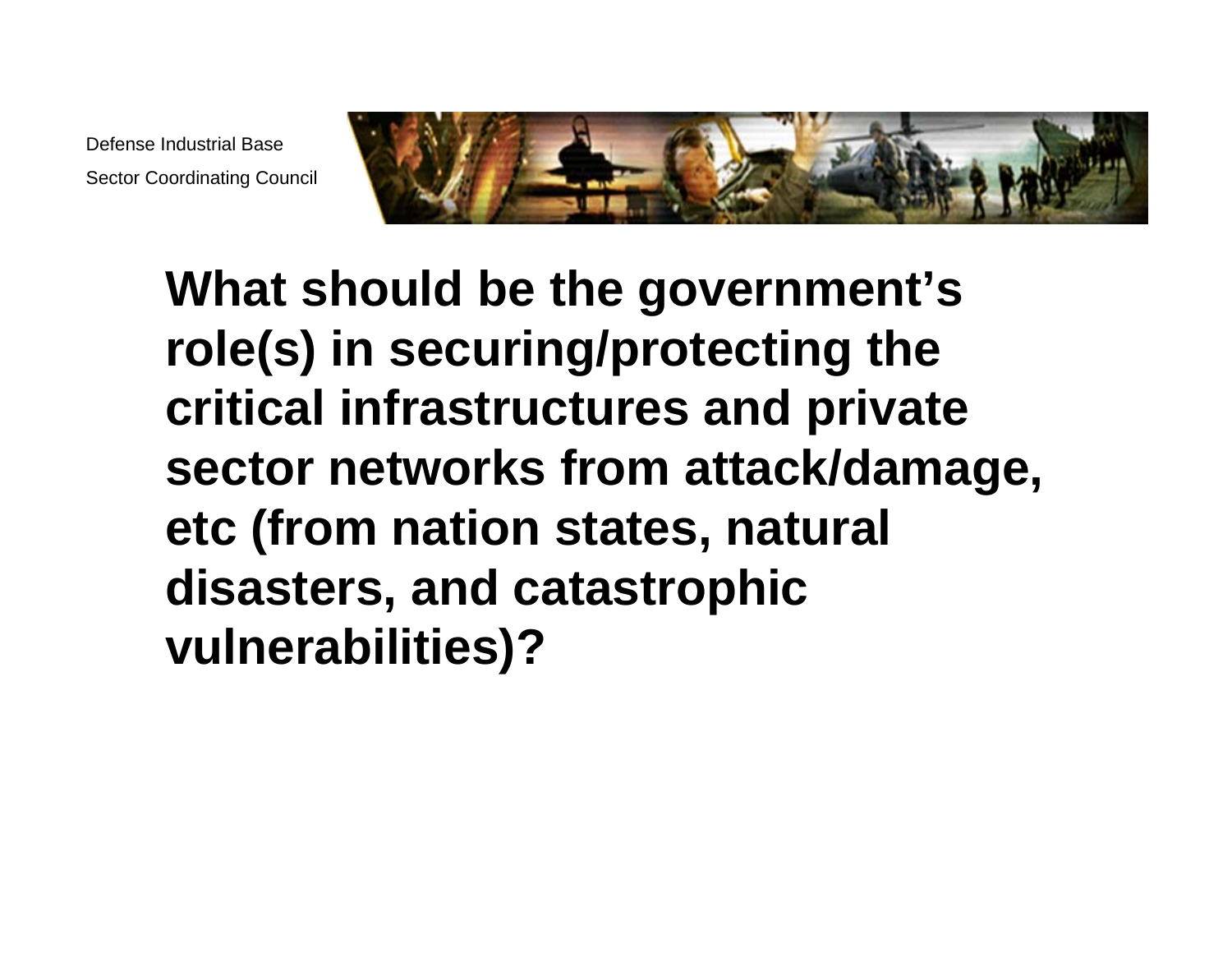Defense Industrial Base

Sector Coordinating Council

# What should be the government's role(s) in securing/protecting the critical infrastructures and private sector networks from attack/damage, etc (from nation states, natural disasters, and catastrophic vulnerabilities)?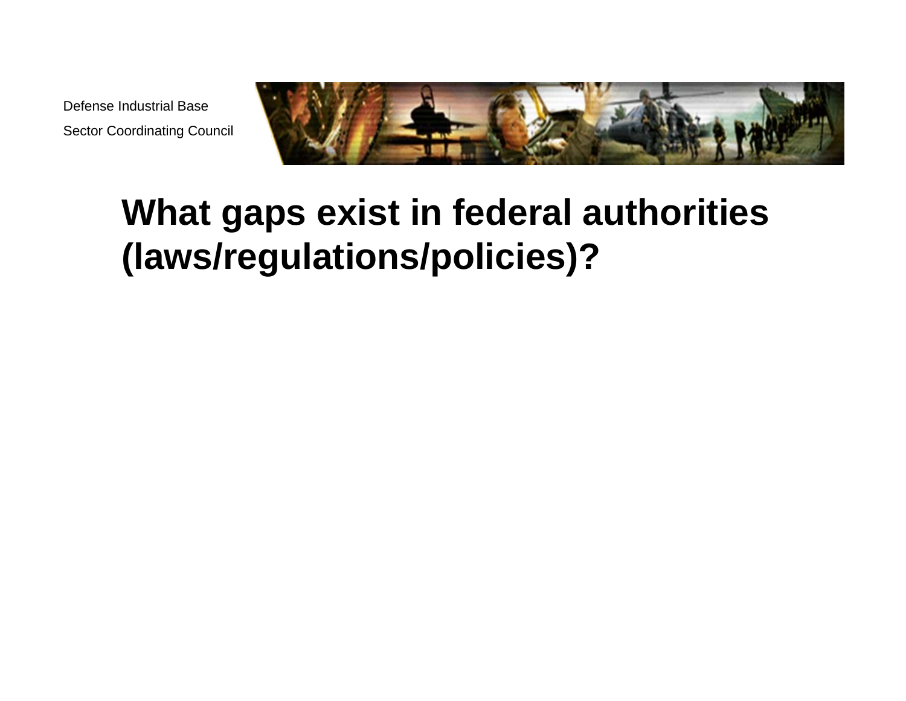# What gaps exist in federal authorities (laws/regulations/policies)?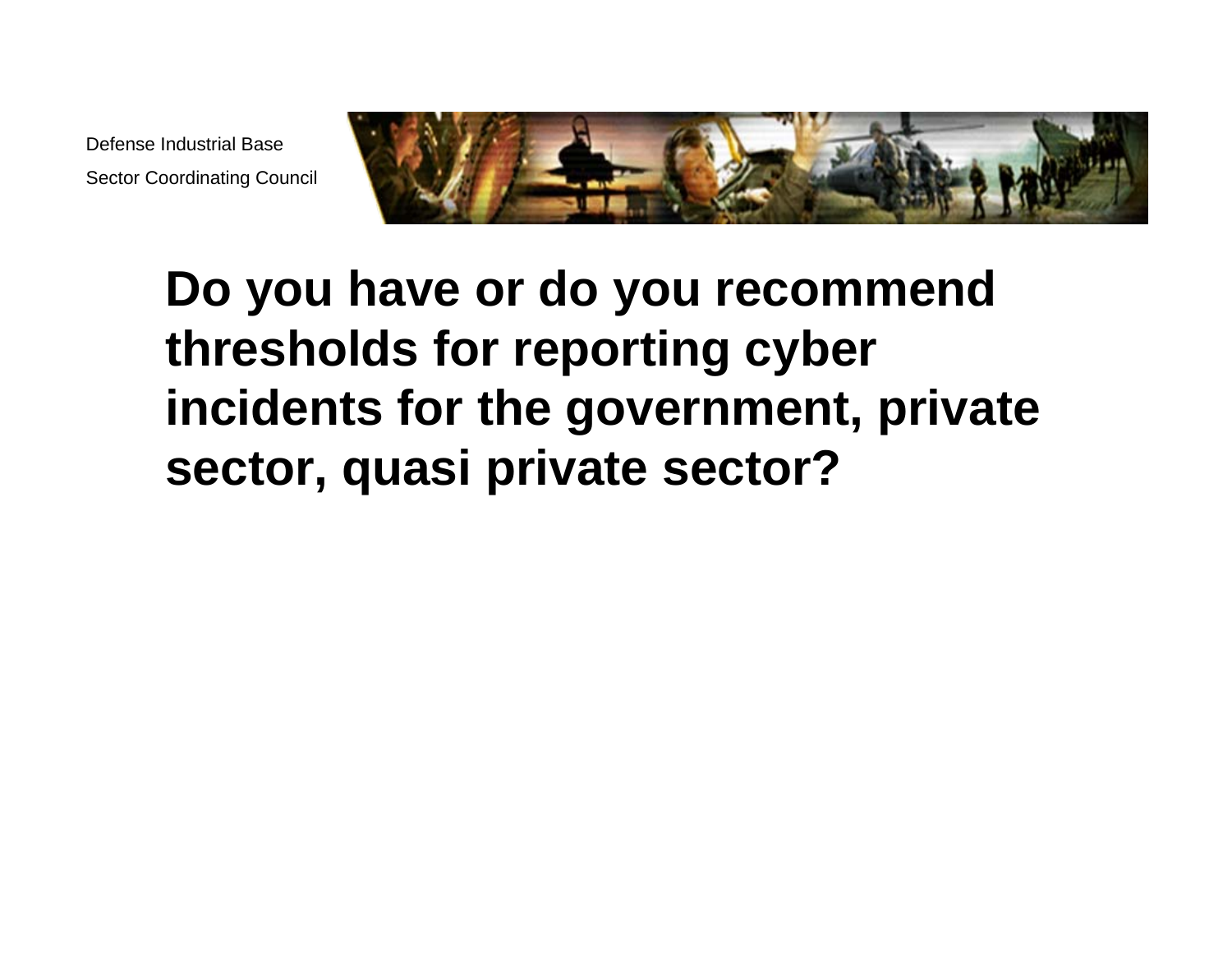# Do you have or do you recommend thresholds for reporting cyber incidents for the government, private sector, quasi private sector?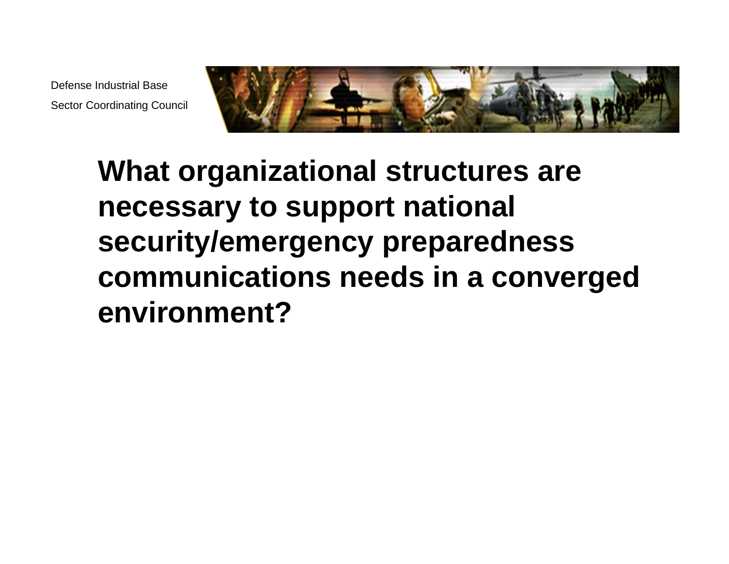# What organizational structures are necessary to support national security/emergency preparedness communications needs in a converged environment?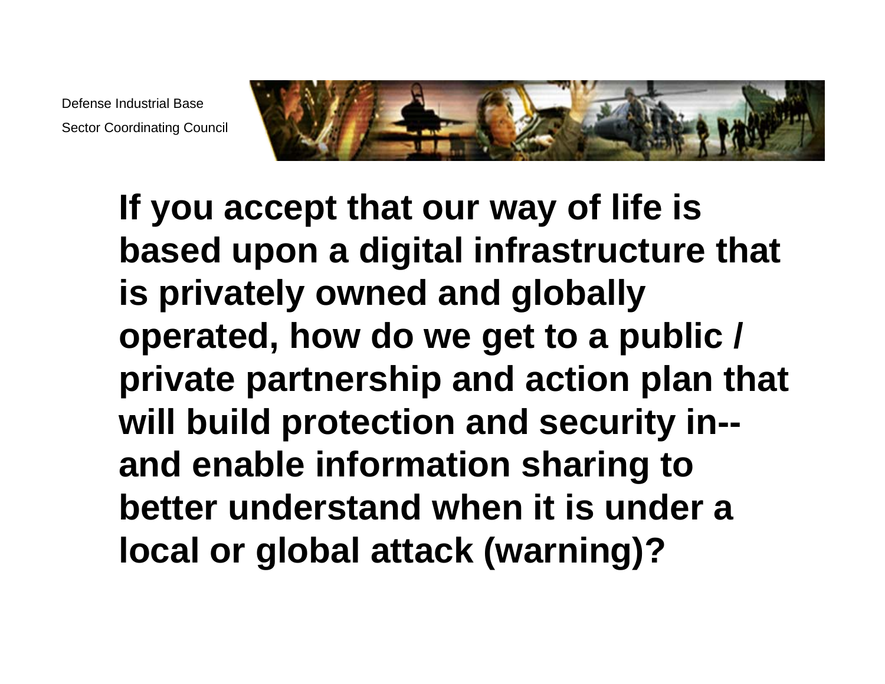Defense Industrial Base
Sector Coordinating Council

**If you accept that our way of life is based upon a digital infrastructure that is privately owned and globally operated, how do we get to a public / private partnership and action plan that will build protection and security in--and enable information sharing to better understand when it is under a local or global attack (warning)?**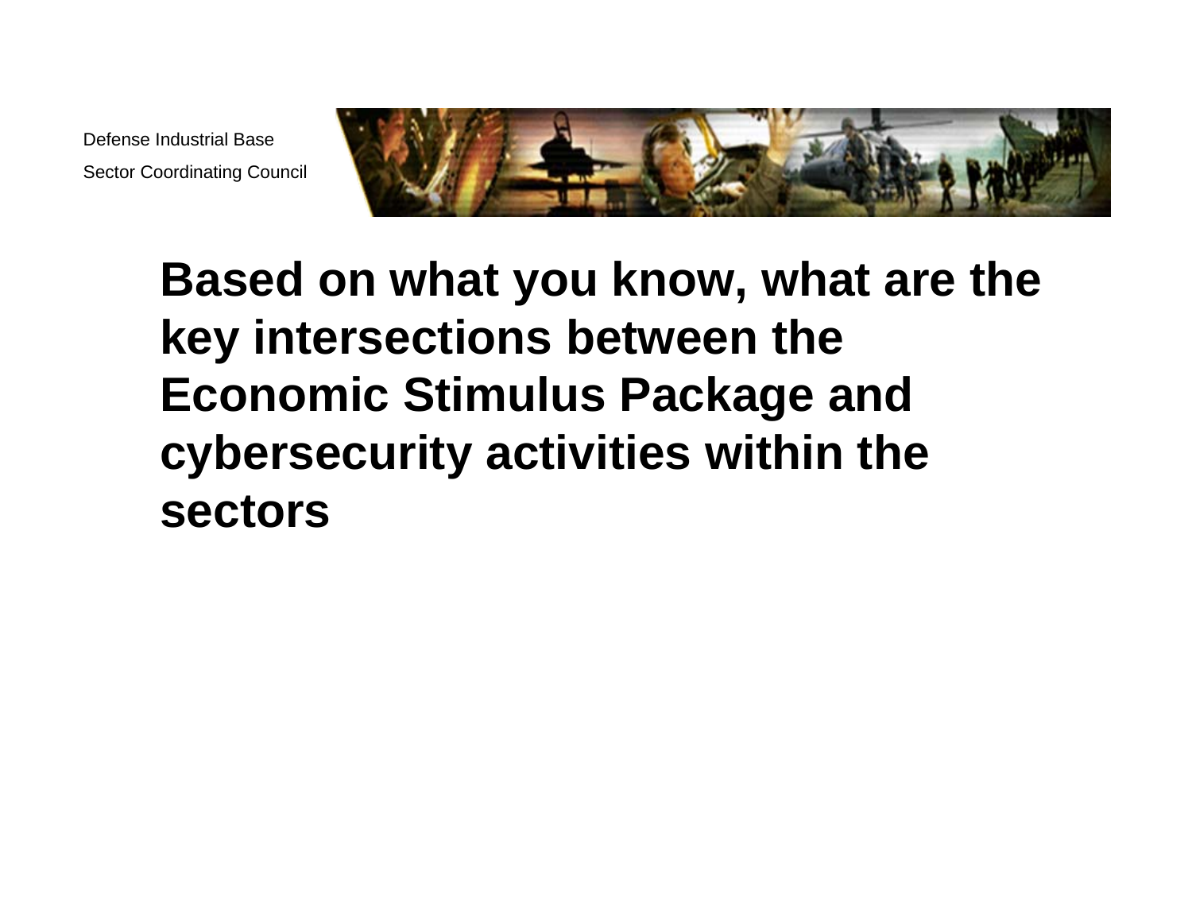Defense Industrial Base

Sector Coordinating Council

# Based on what you know, what are the key intersections between the Economic Stimulus Package and cybersecurity activities within the sectors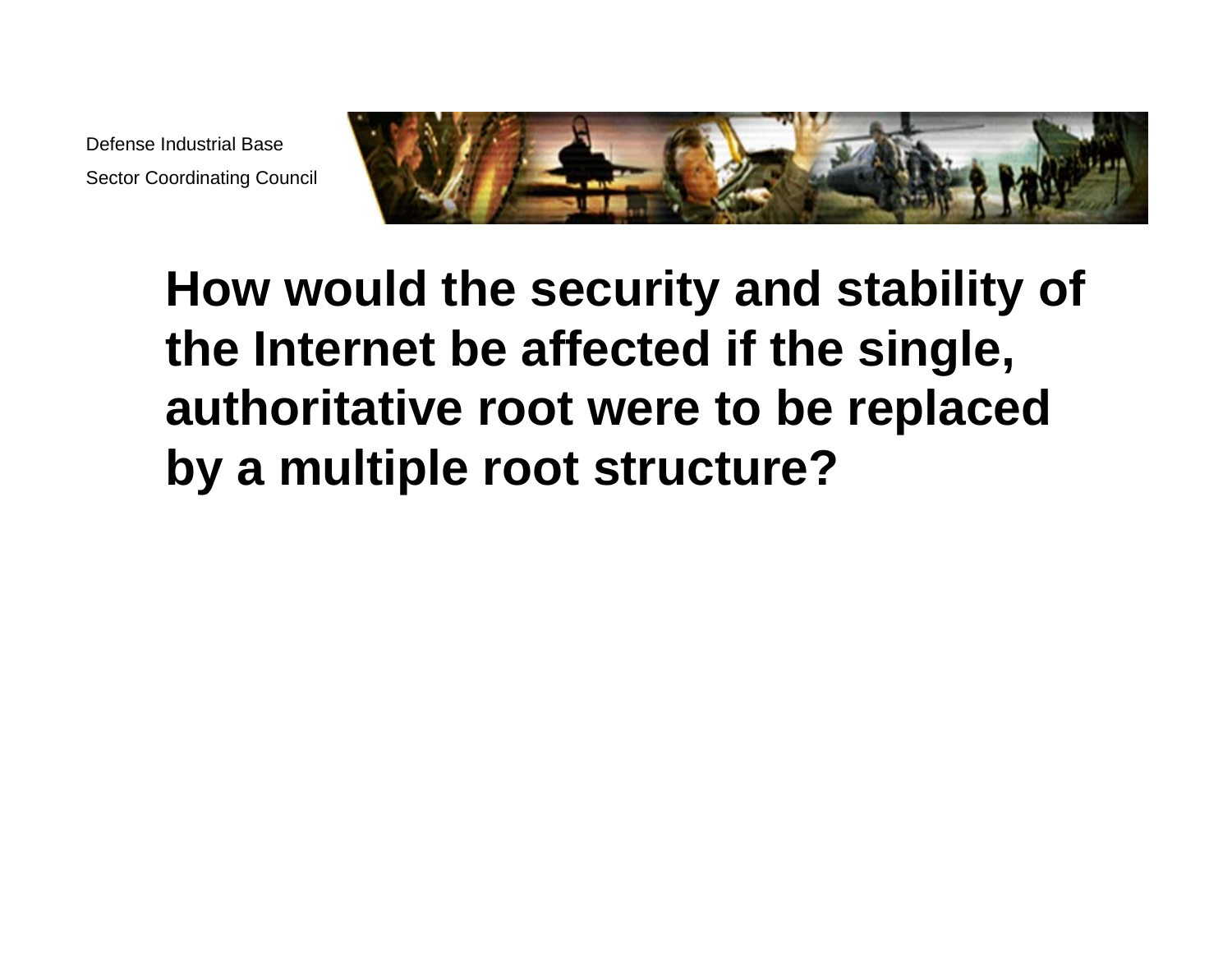# How would the security and stability of the Internet be affected if the single, authoritative root were to be replaced by a multiple root structure?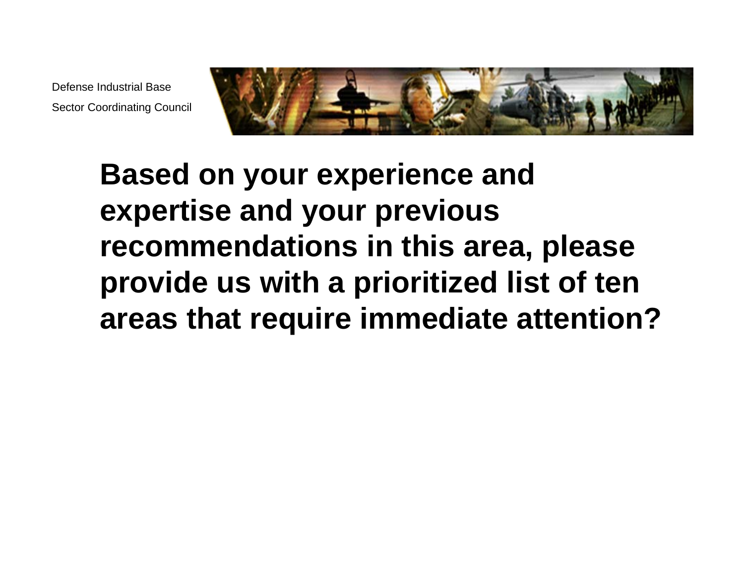Defense Industrial Base

Sector Coordinating Council

**Based on your experience and expertise and your previous recommendations in this area, please provide us with a prioritized list of ten areas that require immediate attention?**